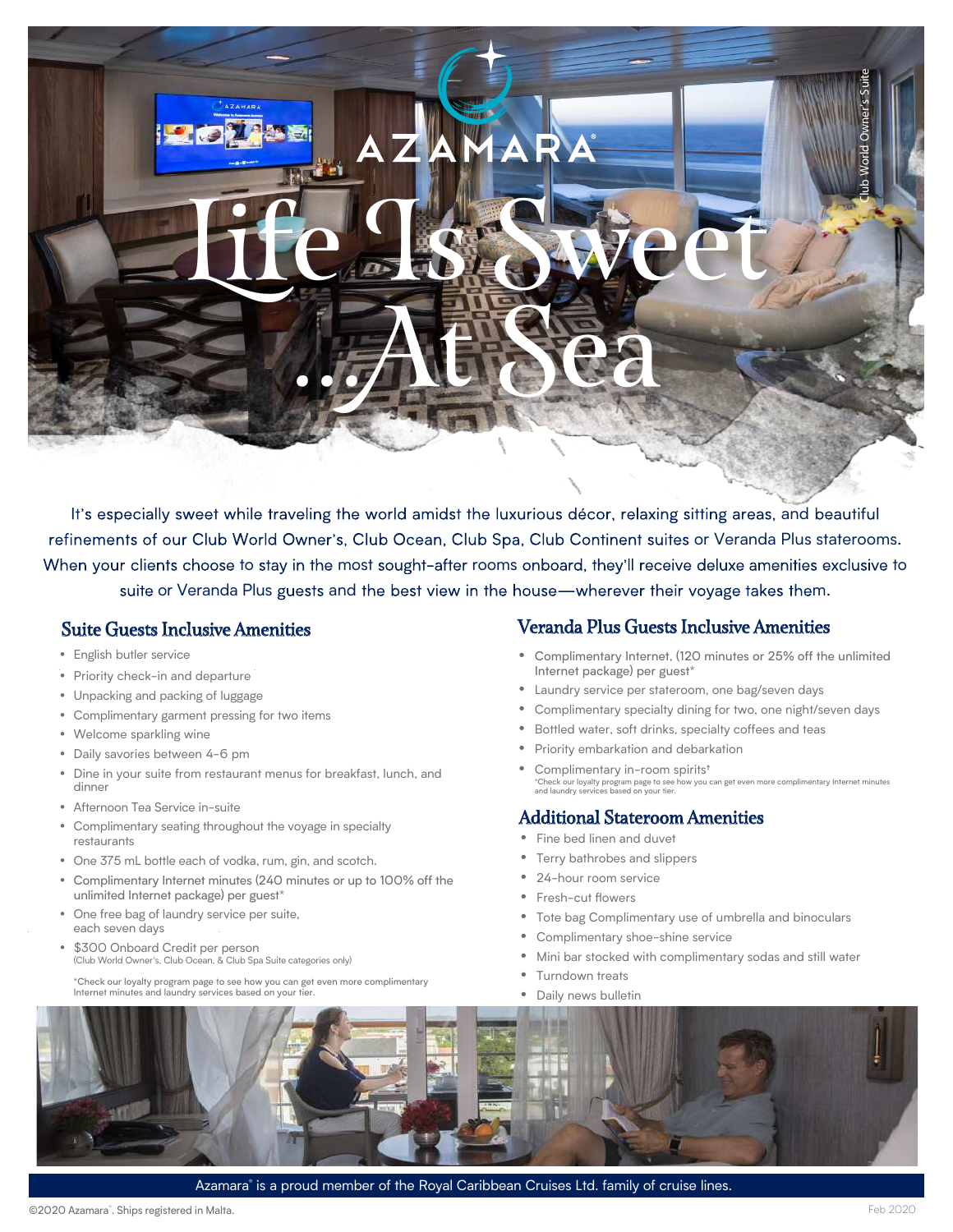AZAMARA®

# Life Is Sweet …At Sea

Club World Owner's Suite

It's especially sweet while traveling the world amidst the luxurious décor, relaxing sitting areas, and beautiful refinements of our Club World Owner's, Club Ocean, Club Spa, Club Continent suites or Veranda Plus staterooms. When your clients choose to stay in the most sought-after rooms onboard, they'll receive deluxe amenities exclusive to suite or Veranda Plus guests and the best view in the house—wherever their voyage takes them.

## Suite Guests Inclusive Amenities

- English butler service
- Priority check-in and departure
- Unpacking and packing of luggage
- Complimentary garment pressing for two items
- Welcome sparkling wine
- Daily savories between 4-6 pm
- Dine in your suite from restaurant menus for breakfast, lunch, and dinner
- Afternoon Tea Service in-suite
- Complimentary seating throughout the voyage in specialty restaurants
- One 375 mL bottle each of vodka, rum, gin, and scotch.
- Complimentary Internet minutes (240 minutes or up to 100% off the unlimited Internet package) per guest*
- One free bag of laundry service per suite, each seven days
- $300 Onboard Credit per person (Club World Owner's, Club Ocean, & Club Spa Suite categories only)

*Check our loyalty program page to see how you can get even more complimentary Internet minutes and laundry services based on your tier.

## Veranda Plus Guests Inclusive Amenities

- Complimentary Internet, (120 minutes or 25% off the unlimited Internet package) per guest*
- Laundry service per stateroom, one bag/seven days
- Complimentary specialty dining for two, one night/seven days
- Bottled water, soft drinks, specialty coffees and teas
- Priority embarkation and debarkation
- Complimentary in-room spirits†

*Check our loyalty program page to see how you can get even more complimentary Internet minutes and laundry services based on your tier.

## Additional Stateroom Amenities

- Fine bed linen and duvet
- Terry bathrobes and slippers
- 24-hour room service
- Fresh-cut flowers
- Tote bag Complimentary use of umbrella and binoculars
- Complimentary shoe-shine service
- Mini bar stocked with complimentary sodas and still water
- Turndown treats
- Daily news bulletin

Azamara® is a proud member of the Royal Caribbean Cruises Ltd. family of cruise lines.

©2020 Azamara®. Ships registered in Malta.

Feb 2020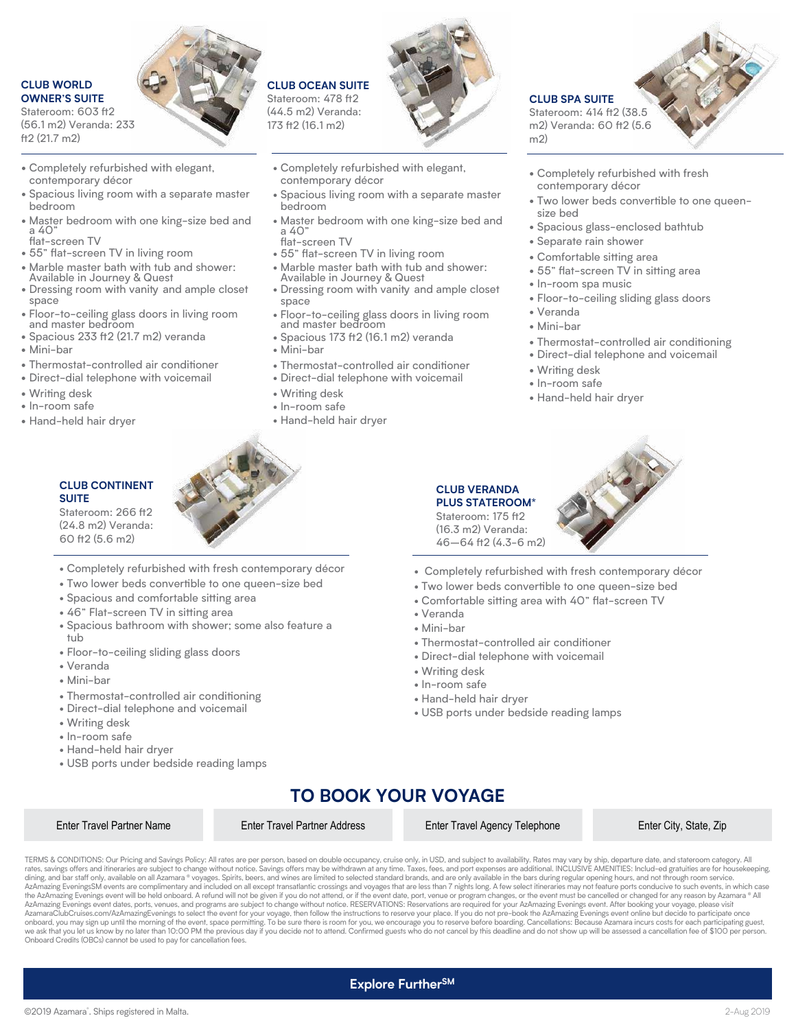### CLUB WORLD OWNER'S SUITE

Stateroom: 603 ft2 (56.1 m2) Veranda: 233 ft2 (21.7 m2)

- Completely refurbished with elegant, contemporary décor
- Spacious living room with a separate master bedroom
- Master bedroom with one king-size bed and a 40" flat-screen TV
- 55" flat-screen TV in living room
- Marble master bath with tub and shower: Available in Journey & Quest
- Dressing room with vanity and ample closet space
- Floor-to-ceiling glass doors in living room and master bedroom
- Spacious 233 ft2 (21.7 m2) veranda
- Mini-bar
- Thermostat-controlled air conditioner
- Direct-dial telephone with voicemail
- Writing desk
- In-room safe
- Hand-held hair dryer

### CLUB OCEAN SUITE

Stateroom: 478 ft2 (44.5 m2) Veranda: 173 ft2 (16.1 m2)

- Completely refurbished with elegant, contemporary décor
- Spacious living room with a separate master bedroom
- Master bedroom with one king-size bed and a 40" flat-screen TV
- 55" flat-screen TV in living room
- Marble master bath with tub and shower: Available in Journey & Quest
- Dressing room with vanity and ample closet space
- Floor-to-ceiling glass doors in living room and master bedroom
- Spacious 173 ft2 (16.1 m2) veranda
- Mini-bar
- Thermostat-controlled air conditioner
- Direct-dial telephone with voicemail
- Writing desk
- In-room safe
- Hand-held hair dryer

### CLUB SPA SUITE

Stateroom: 414 ft2 (38.5 m2) Veranda: 60 ft2 (5.6 m2)

- Completely refurbished with fresh contemporary décor
- Two lower beds convertible to one queen-size bed
- Spacious glass-enclosed bathtub
- Separate rain shower
- Comfortable sitting area
- 55" flat-screen TV in sitting area
- In-room spa music
- Floor-to-ceiling sliding glass doors
- Veranda
- Mini-bar
- Thermostat-controlled air conditioning
- Direct-dial telephone and voicemail
- Writing desk
- In-room safe
- Hand-held hair dryer

### CLUB CONTINENT SUITE

Stateroom: 266 ft2 (24.8 m2) Veranda: 60 ft2 (5.6 m2)

- Completely refurbished with fresh contemporary décor
- Two lower beds convertible to one queen-size bed
- Spacious and comfortable sitting area
- 46" Flat-screen TV in sitting area
- Spacious bathroom with shower; some also feature a tub
- Floor-to-ceiling sliding glass doors
- Veranda
- Mini-bar
- Thermostat-controlled air conditioning
- Direct-dial telephone and voicemail
- Writing desk
- In-room safe
- Hand-held hair dryer
- USB ports under bedside reading lamps

### CLUB VERANDA PLUS STATEROOM*

Stateroom: 175 ft2 (16.3 m2) Veranda: 46—64 ft2 (4.3-6 m2)

- Completely refurbished with fresh contemporary décor
- Two lower beds convertible to one queen-size bed
- Comfortable sitting area with 40" flat-screen TV
- Veranda
- Mini-bar
- Thermostat-controlled air conditioner
- Direct-dial telephone with voicemail
- Writing desk
- In-room safe
- Hand-held hair dryer
- USB ports under bedside reading lamps

## TO BOOK YOUR VOYAGE

| Enter Travel Partner Name | Enter Travel Partner Address | Enter Travel Agency Telephone | Enter City, State, Zip |
|---|---|---|---|

TERMS & CONDITIONS: Our Pricing and Savings Policy: All rates are per person, based on double occupancy, cruise only, in USD, and subject to availability. Rates may vary by ship, departure date, and stateroom category. All rates, savings offers and itineraries are subject to change without notice. Savings offers may be withdrawn at any time. Taxes, fees, and port expenses are additional. INCLUSIVE AMENITIES: Includ-ed gratuities are for housekeeping, dining, and bar staff only, available on all Azamara® voyages. Spirits, beers, and wines are limited to selected standard brands, and are only available in the bars during regular opening hours, and not through room service. AzAmazing EveningsSM events are complimentary and included on all except transatlantic crossings and voyages that are less than 7 nights long. A few select itineraries may not feature ports conducive to such events, in which case the AzAmazing Evenings event will be held onboard. A refund will not be given if you do not attend, or if the event date, port, venue or program changes, or the event must be cancelled or changed for any reason by Azamara.® All AzAmazing Evenings event dates, ports, venues, and programs are subject to change without notice. RESERVATIONS: Reservations are required for your AzAmazing Evenings event. After booking your voyage, please visit AzamaraClubCruises.com/AzAmazingEvenings to select the event for your voyage, then follow the instructions to reserve your place. If you do not pre-book the AzAmazing Evenings event online but decide to participate once onboard, you may sign up until the morning of the event, space permitting. To be sure there is room for you, we encourage you to reserve before boarding. Cancellations: Because Azamara incurs costs for each participating guest, we ask that you let us know by no later than 10:00 PM the previous day if you decide not to attend. Confirmed guests who do not cancel by this deadline and do not show up will be assessed a cancellation fee of $100 per person. Onboard Credits (OBCs) cannot be used to pay for cancellation fees.

**Explore Further**SM

©2019 Azamara®. Ships registered in Malta.

2-Aug 2019